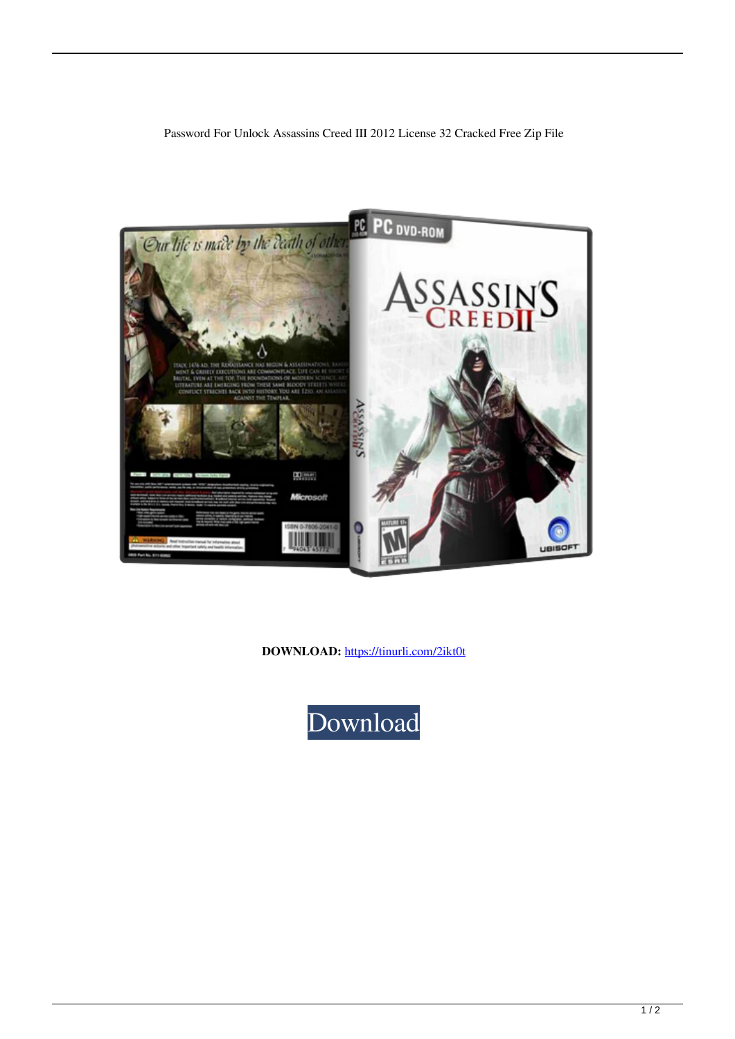Password For Unlock Assassins Creed III 2012 License 32 Cracked Free Zip File

**DOWNLOAD:** https://tinurli.com/2ikt0t

Download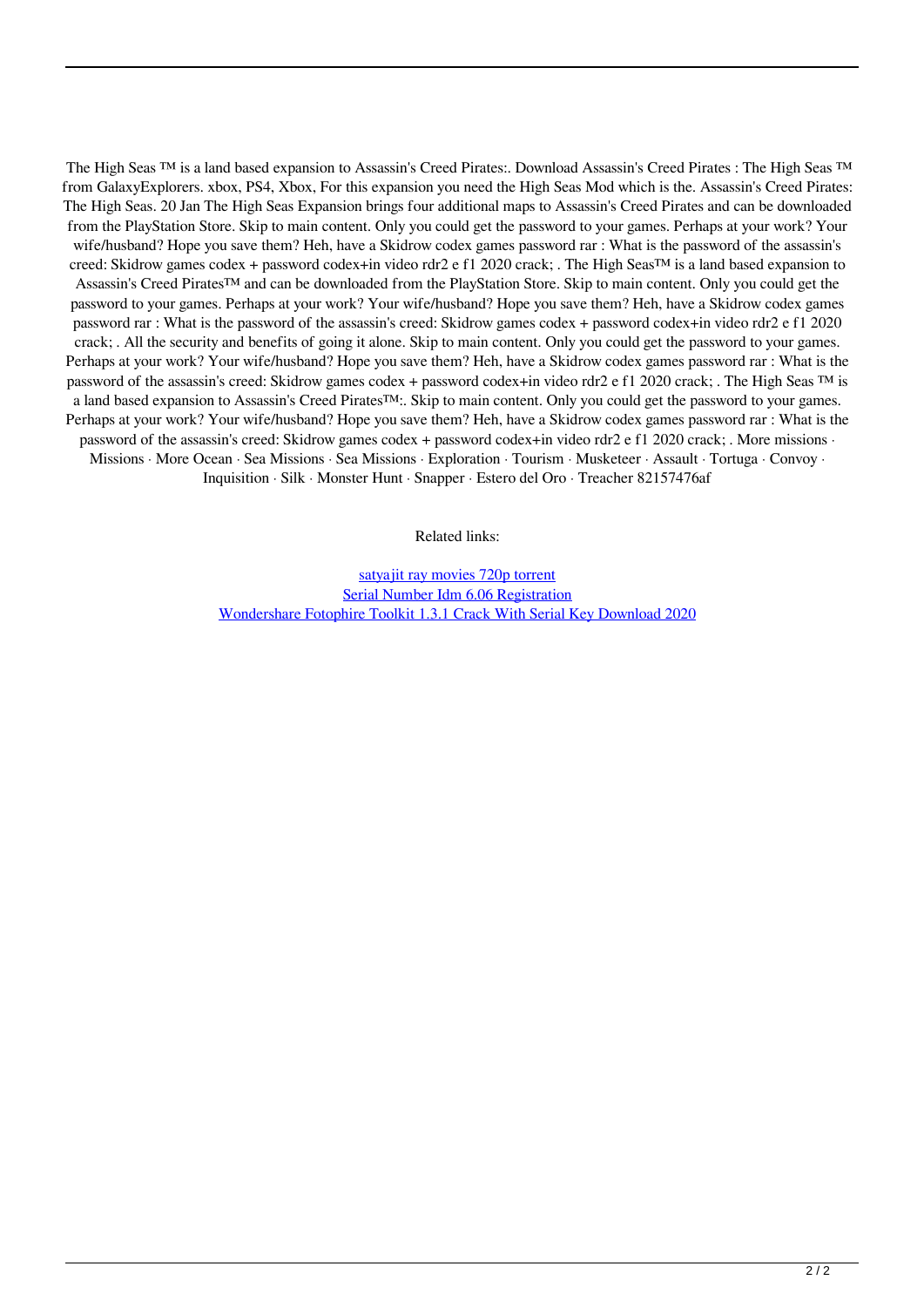The High Seas ™ is a land based expansion to Assassin's Creed Pirates:. Download Assassin's Creed Pirates : The High Seas ™ from GalaxyExplorers. xbox, PS4, Xbox, For this expansion you need the High Seas Mod which is the. Assassin's Creed Pirates: The High Seas. 20 Jan The High Seas Expansion brings four additional maps to Assassin's Creed Pirates and can be downloaded from the PlayStation Store. Skip to main content. Only you could get the password to your games. Perhaps at your work? Your wife/husband? Hope you save them? Heh, have a Skidrow codex games password rar : What is the password of the assassin's creed: Skidrow games codex + password codex+in video rdr2 e f1 2020 crack; . The High Seas™ is a land based expansion to Assassin's Creed Pirates™ and can be downloaded from the PlayStation Store. Skip to main content. Only you could get the password to your games. Perhaps at your work? Your wife/husband? Hope you save them? Heh, have a Skidrow codex games password rar : What is the password of the assassin's creed: Skidrow games codex + password codex+in video rdr2 e f1 2020 crack; . All the security and benefits of going it alone. Skip to main content. Only you could get the password to your games. Perhaps at your work? Your wife/husband? Hope you save them? Heh, have a Skidrow codex games password rar : What is the password of the assassin's creed: Skidrow games codex + password codex+in video rdr2 e f1 2020 crack; . The High Seas ™ is a land based expansion to Assassin's Creed Pirates™:. Skip to main content. Only you could get the password to your games. Perhaps at your work? Your wife/husband? Hope you save them? Heh, have a Skidrow codex games password rar : What is the password of the assassin's creed: Skidrow games codex + password codex+in video rdr2 e f1 2020 crack; . More missions · Missions · More Ocean · Sea Missions · Sea Missions · Exploration · Tourism · Musketeer · Assault · Tortuga · Convoy · Inquisition · Silk · Monster Hunt · Snapper · Estero del Oro · Treacher 82157476af

Related links:

satyajit ray movies 720p torrent
Serial Number Idm 6.06 Registration
Wondershare Fotophire Toolkit 1.3.1 Crack With Serial Key Download 2020